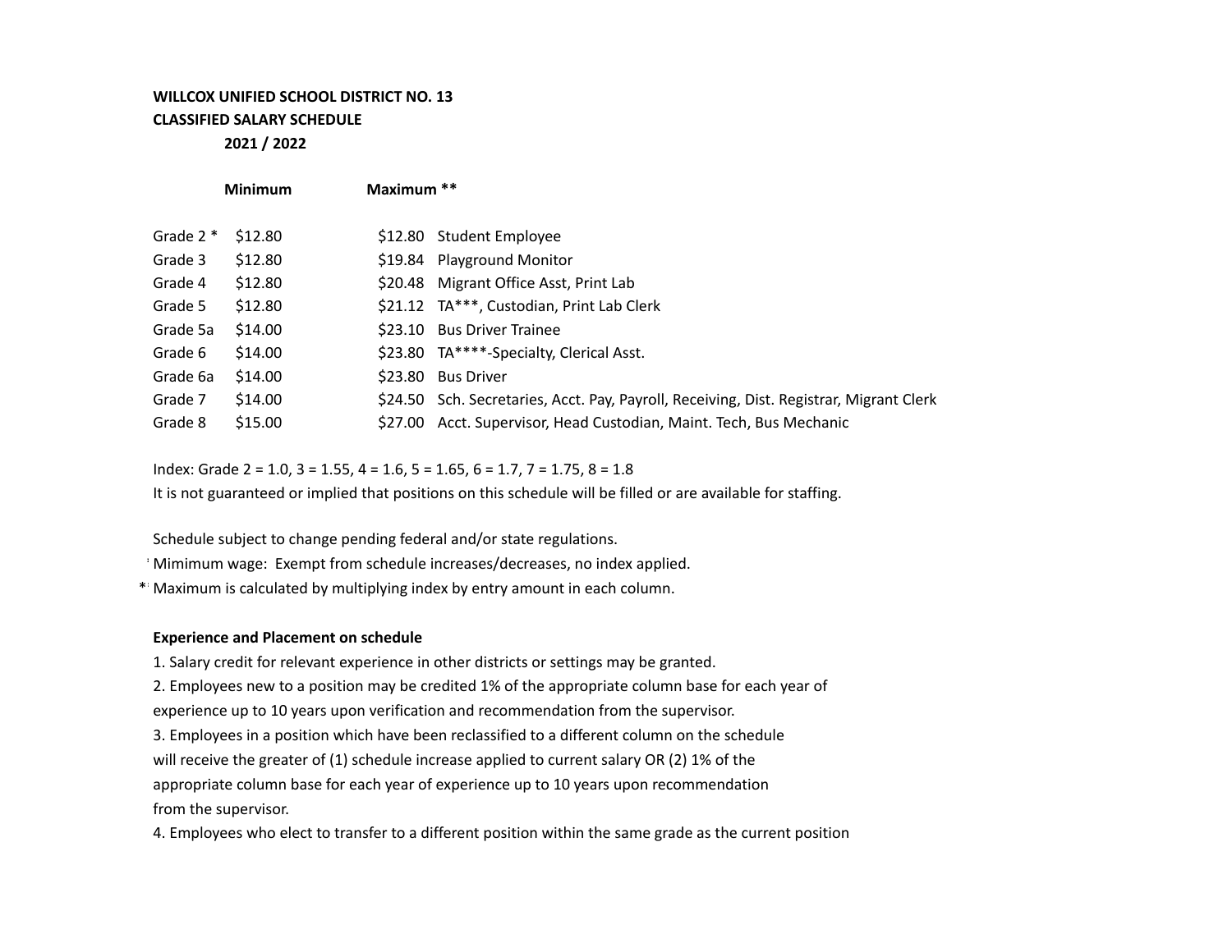**WILLCOX UNIFIED SCHOOL DISTRICT NO. 13**

**CLASSIFIED SALARY SCHEDULE**

**2021 / 2022**

| | **Minimum** | **Maximum \*\*** | |
|---|---|---|---|
| Grade 2 * | $12.80 | $12.80 | Student Employee |
| Grade 3 | $12.80 | $19.84 | Playground Monitor |
| Grade 4 | $12.80 | $20.48 | Migrant Office Asst, Print Lab |
| Grade 5 | $12.80 | $21.12 | TA***, Custodian, Print Lab Clerk |
| Grade 5a | $14.00 | $23.10 | Bus Driver Trainee |
| Grade 6 | $14.00 | $23.80 | TA****-Specialty, Clerical Asst. |
| Grade 6a | $14.00 | $23.80 | Bus Driver |
| Grade 7 | $14.00 | $24.50 | Sch. Secretaries, Acct. Pay, Payroll, Receiving, Dist. Registrar, Migrant Clerk |
| Grade 8 | $15.00 | $27.00 | Acct. Supervisor, Head Custodian, Maint. Tech, Bus Mechanic |

Index: Grade 2 = 1.0, 3 = 1.55, 4 = 1.6, 5 = 1.65, 6 = 1.7, 7 = 1.75, 8 = 1.8

It is not guaranteed or implied that positions on this schedule will be filled or are available for staffing.

Schedule subject to change pending federal and/or state regulations.

\* Mimimum wage: Exempt from schedule increases/decreases, no index applied.

\*\* Maximum is calculated by multiplying index by entry amount in each column.

**Experience and Placement on schedule**

1. Salary credit for relevant experience in other districts or settings may be granted.
2. Employees new to a position may be credited 1% of the appropriate column base for each year of experience up to 10 years upon verification and recommendation from the supervisor.
3. Employees in a position which have been reclassified to a different column on the schedule will receive the greater of (1) schedule increase applied to current salary OR (2) 1% of the appropriate column base for each year of experience up to 10 years upon recommendation from the supervisor.
4. Employees who elect to transfer to a different position within the same grade as the current position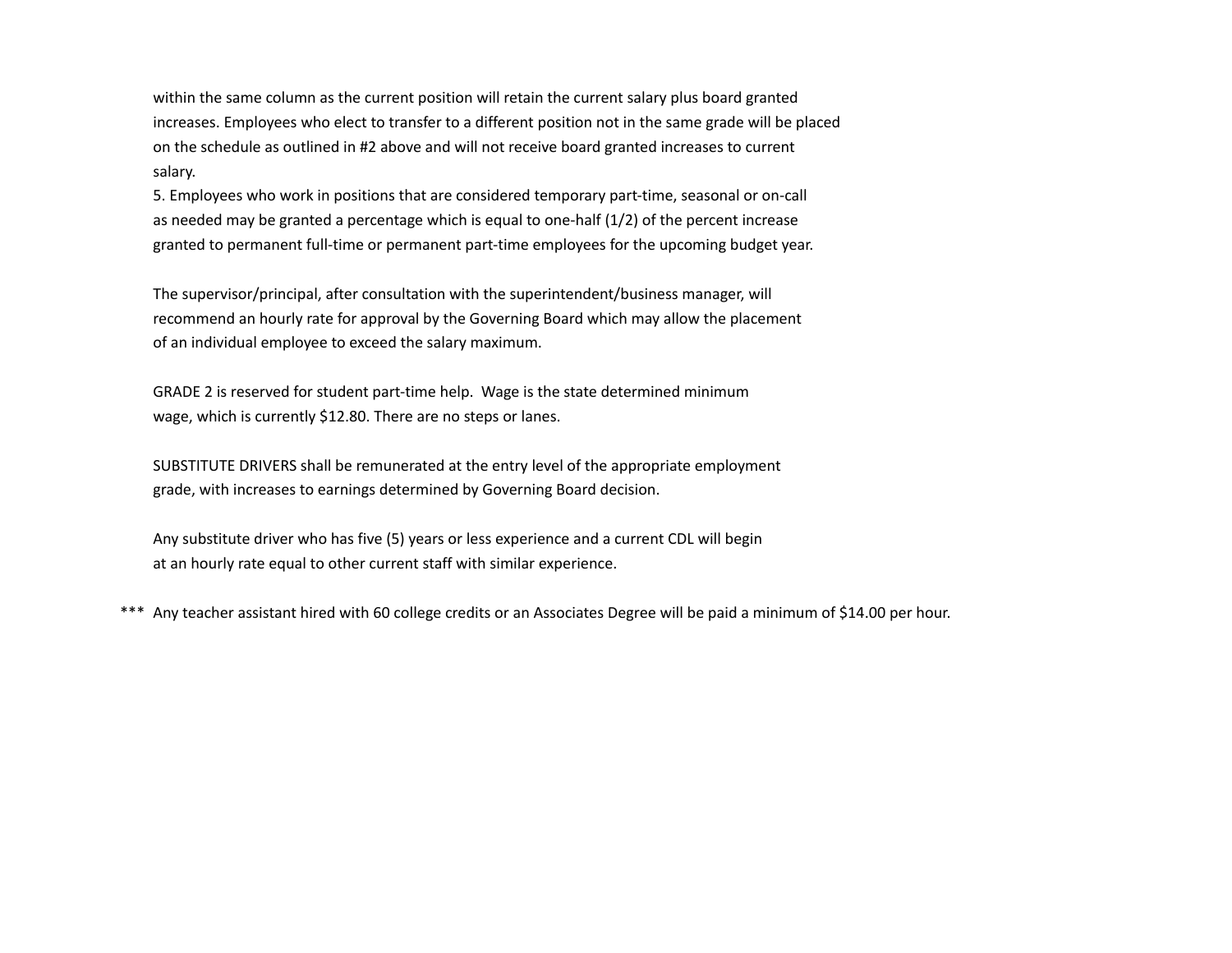within the same column as the current position will retain the current salary plus board granted increases. Employees who elect to transfer to a different position not in the same grade will be placed on the schedule as outlined in #2 above and will not receive board granted increases to current salary.

5. Employees who work in positions that are considered temporary part-time, seasonal or on-call as needed may be granted a percentage which is equal to one-half (1/2) of the percent increase granted to permanent full-time or permanent part-time employees for the upcoming budget year.

The supervisor/principal, after consultation with the superintendent/business manager, will recommend an hourly rate for approval by the Governing Board which may allow the placement of an individual employee to exceed the salary maximum.

GRADE 2 is reserved for student part-time help. Wage is the state determined minimum wage, which is currently $12.80. There are no steps or lanes.

SUBSTITUTE DRIVERS shall be remunerated at the entry level of the appropriate employment grade, with increases to earnings determined by Governing Board decision.

Any substitute driver who has five (5) years or less experience and a current CDL will begin at an hourly rate equal to other current staff with similar experience.

*** Any teacher assistant hired with 60 college credits or an Associates Degree will be paid a minimum of $14.00 per hour.